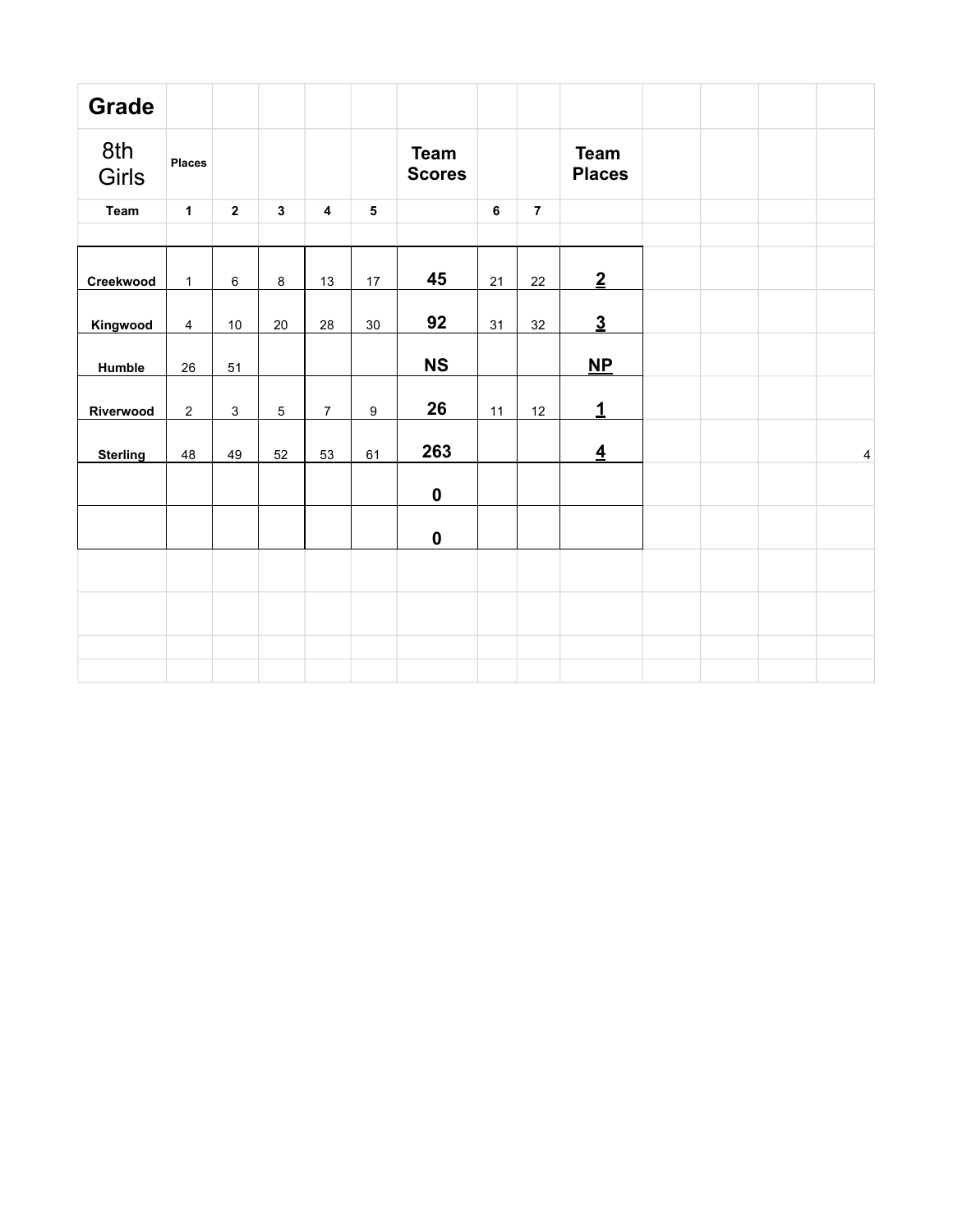| Grade | | | | | | | | | | | | | |
|---|---|---|---|---|---|---|---|---|---|---|---|---|---|
| 8th Girls | Places | | | | | Team Scores | | | Team Places | | | | |
| Team | 1 | 2 | 3 | 4 | 5 | | 6 | 7 | | | | | |
| Creekwood | 1 | 6 | 8 | 13 | 17 | **45** | 21 | 22 | **2** | | | | |
| Kingwood | 4 | 10 | 20 | 28 | 30 | **92** | 31 | 32 | **3** | | | | |
| Humble | 26 | 51 | | | | **NS** | | | **NP** | | | | |
| Riverwood | 2 | 3 | 5 | 7 | 9 | **26** | 11 | 12 | **1** | | | | |
| Sterling | 48 | 49 | 52 | 53 | 61 | **263** | | | **4** | | | | 4 |
| | | | | | | **0** | | | | | | | |
| | | | | | | **0** | | | | | | | |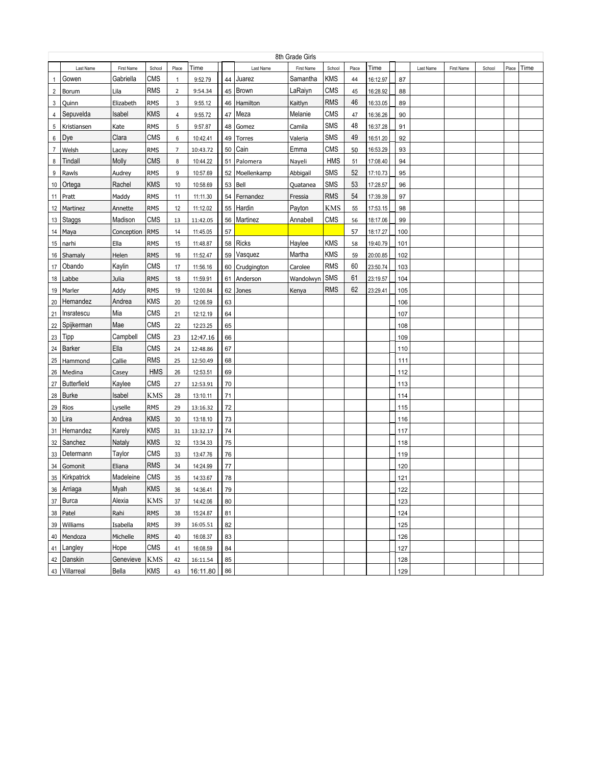| 8th Grade Girls | | | | | | | | | | | | | | | | | |
|---|---|---|---|---|---|---|---|---|---|---|---|---|---|---|---|---|---|
| | Last Name | First Name | School | Place | Time | | Last Name | First Name | School | Place | Time | | Last Name | First Name | School | Place | Time |
| 1 | Gowen | Gabriella | CMS | 1 | 9:52.79 | 44 | Juarez | Samantha | KMS | 44 | 16:12.97 | 87 | | | | | |
| 2 | Borum | Lila | RMS | 2 | 9:54.34 | 45 | Brown | LaRaiyn | CMS | 45 | 16:28.92 | 88 | | | | | |
| 3 | Quinn | Elizabeth | RMS | 3 | 9:55.12 | 46 | Hamilton | Kaitlyn | RMS | 46 | 16:33.05 | 89 | | | | | |
| 4 | Sepuvelda | Isabel | KMS | 4 | 9:55.72 | 47 | Meza | Melanie | CMS | 47 | 16:36.26 | 90 | | | | | |
| 5 | Kristiansen | Kate | RMS | 5 | 9:57.87 | 48 | Gomez | Camila | SMS | 48 | 16:37.28 | 91 | | | | | |
| 6 | Dye | Clara | CMS | 6 | 10:42.41 | 49 | Torres | Valeria | SMS | 49 | 16:51.20 | 92 | | | | | |
| 7 | Welsh | Lacey | RMS | 7 | 10:43.72 | 50 | Cain | Emma | CMS | 50 | 16:53.29 | 93 | | | | | |
| 8 | Tindall | Molly | CMS | 8 | 10:44.22 | 51 | Palomera | Nayeli | HMS | 51 | 17:08.40 | 94 | | | | | |
| 9 | Rawls | Audrey | RMS | 9 | 10:57.69 | 52 | Moellenkamp | Abbigail | SMS | 52 | 17:10.73 | 95 | | | | | |
| 10 | Ortega | Rachel | KMS | 10 | 10:58.69 | 53 | Bell | Quatanea | SMS | 53 | 17:28.57 | 96 | | | | | |
| 11 | Pratt | Maddy | RMS | 11 | 11:11.30 | 54 | Fernandez | Fressia | RMS | 54 | 17:39.39 | 97 | | | | | |
| 12 | Martinez | Annette | RMS | 12 | 11:12.02 | 55 | Hardin | Payton | KMS | 55 | 17:53.15 | 98 | | | | | |
| 13 | Staggs | Madison | CMS | 13 | 11:42.05 | 56 | Martinez | Annabell | CMS | 56 | 18:17.06 | 99 | | | | | |
| 14 | Maya | Conception | RMS | 14 | 11:45.05 | 57 | | | | 57 | 18:17.27 | 100 | | | | | |
| 15 | narhi | Ella | RMS | 15 | 11:48.87 | 58 | Ricks | Haylee | KMS | 58 | 19:40.79 | 101 | | | | | |
| 16 | Shamaly | Helen | RMS | 16 | 11:52.47 | 59 | Vasquez | Martha | KMS | 59 | 20:00.85 | 102 | | | | | |
| 17 | Obando | Kaylin | CMS | 17 | 11:56.16 | 60 | Crudgington | Carolee | RMS | 60 | 23:50.74 | 103 | | | | | |
| 18 | Labbe | Julia | RMS | 18 | 11:59.91 | 61 | Anderson | Wandolwyn | SMS | 61 | 23:19.57 | 104 | | | | | |
| 19 | Marler | Addy | RMS | 19 | 12:00.84 | 62 | Jones | Kenya | RMS | 62 | 23:29.41 | 105 | | | | | |
| 20 | Hernandez | Andrea | KMS | 20 | 12:06.59 | 63 | | | | | | 106 | | | | | |
| 21 | Insratescu | Mia | CMS | 21 | 12:12.19 | 64 | | | | | | 107 | | | | | |
| 22 | Spijkerman | Mae | CMS | 22 | 12:23.25 | 65 | | | | | | 108 | | | | | |
| 23 | Tipp | Campbell | CMS | 23 | 12:47.16 | 66 | | | | | | 109 | | | | | |
| 24 | Barker | Ella | CMS | 24 | 12:48.86 | 67 | | | | | | 110 | | | | | |
| 25 | Hammond | Callie | RMS | 25 | 12:50.49 | 68 | | | | | | 111 | | | | | |
| 26 | Medina | Casey | HMS | 26 | 12:53.51 | 69 | | | | | | 112 | | | | | |
| 27 | Butterfield | Kaylee | CMS | 27 | 12:53.91 | 70 | | | | | | 113 | | | | | |
| 28 | Burke | Isabel | KMS | 28 | 13:10.11 | 71 | | | | | | 114 | | | | | |
| 29 | Rios | Lyselle | RMS | 29 | 13:16.32 | 72 | | | | | | 115 | | | | | |
| 30 | Lira | Andrea | KMS | 30 | 13:18.10 | 73 | | | | | | 116 | | | | | |
| 31 | Hernandez | Karely | KMS | 31 | 13:32.17 | 74 | | | | | | 117 | | | | | |
| 32 | Sanchez | Nataly | KMS | 32 | 13:34.33 | 75 | | | | | | 118 | | | | | |
| 33 | Determann | Taylor | CMS | 33 | 13:47.76 | 76 | | | | | | 119 | | | | | |
| 34 | Gomonit | Eliana | RMS | 34 | 14:24.99 | 77 | | | | | | 120 | | | | | |
| 35 | Kirkpatrick | Madeleine | CMS | 35 | 14:33.67 | 78 | | | | | | 121 | | | | | |
| 36 | Arriaga | Myah | KMS | 36 | 14:36.41 | 79 | | | | | | 122 | | | | | |
| 37 | Burca | Alexia | KMS | 37 | 14:42.06 | 80 | | | | | | 123 | | | | | |
| 38 | Patel | Rahi | RMS | 38 | 15:24.87 | 81 | | | | | | 124 | | | | | |
| 39 | Williams | Isabella | RMS | 39 | 16:05.51 | 82 | | | | | | 125 | | | | | |
| 40 | Mendoza | Michelle | RMS | 40 | 16:08.37 | 83 | | | | | | 126 | | | | | |
| 41 | Langley | Hope | CMS | 41 | 16:08.59 | 84 | | | | | | 127 | | | | | |
| 42 | Danskin | Genevieve | KMS | 42 | 16:11.54 | 85 | | | | | | 128 | | | | | |
| 43 | Villarreal | Bella | KMS | 43 | 16:11.80 | 86 | | | | | | 129 | | | | | |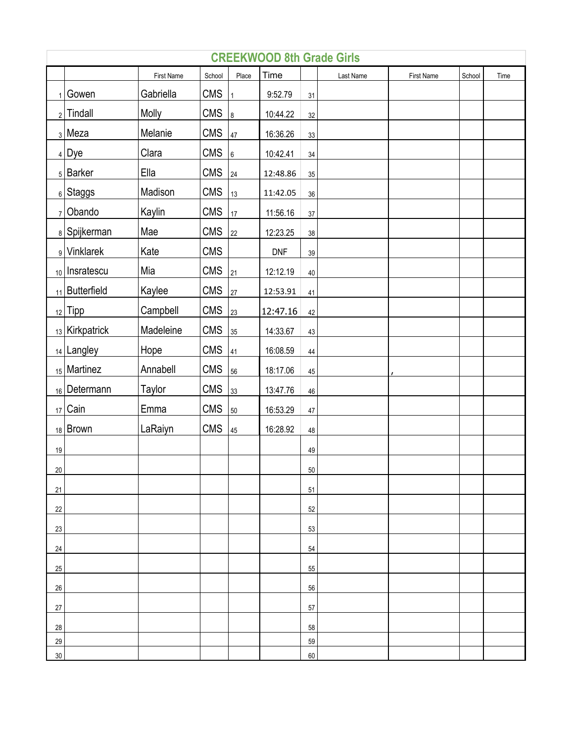# CREEKWOOD 8th Grade Girls

| | | First Name | School | Place | Time | | Last Name | First Name | School | Time |
|---|---|---|---|---|---|---|---|---|---|---|
| 1 | Gowen | Gabriella | CMS | 1 | 9:52.79 | 31 | | | | |
| 2 | Tindall | Molly | CMS | 8 | 10:44.22 | 32 | | | | |
| 3 | Meza | Melanie | CMS | 47 | 16:36.26 | 33 | | | | |
| 4 | Dye | Clara | CMS | 6 | 10:42.41 | 34 | | | | |
| 5 | Barker | Ella | CMS | 24 | 12:48.86 | 35 | | | | |
| 6 | Staggs | Madison | CMS | 13 | 11:42.05 | 36 | | | | |
| 7 | Obando | Kaylin | CMS | 17 | 11:56.16 | 37 | | | | |
| 8 | Spijkerman | Mae | CMS | 22 | 12:23.25 | 38 | | | | |
| 9 | Vinklarek | Kate | CMS | | DNF | 39 | | | | |
| 10 | Insratescu | Mia | CMS | 21 | 12:12.19 | 40 | | | | |
| 11 | Butterfield | Kaylee | CMS | 27 | 12:53.91 | 41 | | | | |
| 12 | Tipp | Campbell | CMS | 23 | 12:47.16 | 42 | | | | |
| 13 | Kirkpatrick | Madeleine | CMS | 35 | 14:33.67 | 43 | | | | |
| 14 | Langley | Hope | CMS | 41 | 16:08.59 | 44 | | | | |
| 15 | Martinez | Annabell | CMS | 56 | 18:17.06 | 45 | | , | | |
| 16 | Determann | Taylor | CMS | 33 | 13:47.76 | 46 | | | | |
| 17 | Cain | Emma | CMS | 50 | 16:53.29 | 47 | | | | |
| 18 | Brown | LaRaiyn | CMS | 45 | 16:28.92 | 48 | | | | |
| 19 | | | | | | 49 | | | | |
| 20 | | | | | | 50 | | | | |
| 21 | | | | | | 51 | | | | |
| 22 | | | | | | 52 | | | | |
| 23 | | | | | | 53 | | | | |
| 24 | | | | | | 54 | | | | |
| 25 | | | | | | 55 | | | | |
| 26 | | | | | | 56 | | | | |
| 27 | | | | | | 57 | | | | |
| 28 | | | | | | 58 | | | | |
| 29 | | | | | | 59 | | | | |
| 30 | | | | | | 60 | | | | |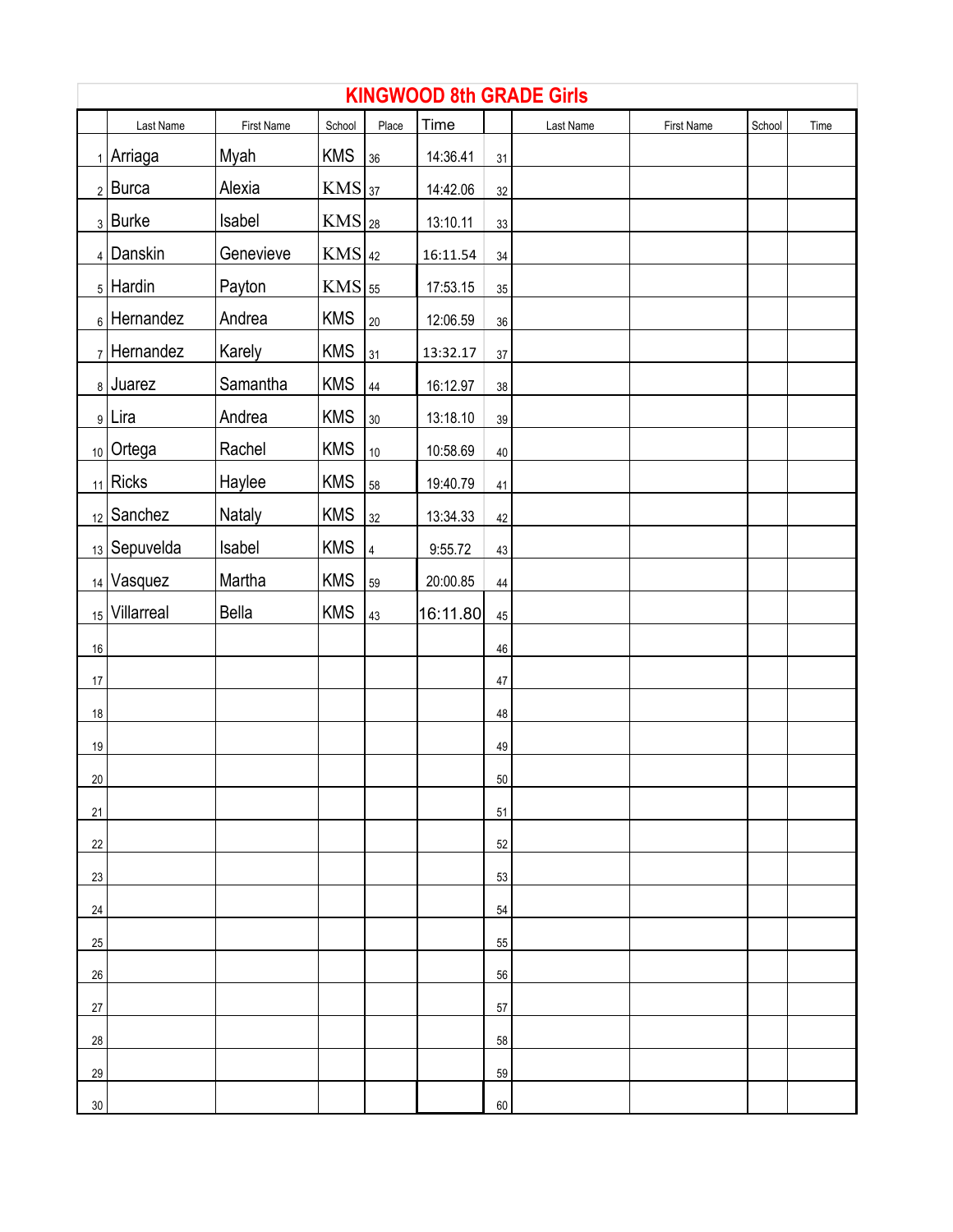# KINGWOOD 8th GRADE Girls

| | Last Name | First Name | School | Place | Time | | Last Name | First Name | School | Time |
|---|---|---|---|---|---|---|---|---|---|---|
| 1 | Arriaga | Myah | KMS | 36 | 14:36.41 | 31 | | | | |
| 2 | Burca | Alexia | KMS | 37 | 14:42.06 | 32 | | | | |
| 3 | Burke | Isabel | KMS | 28 | 13:10.11 | 33 | | | | |
| 4 | Danskin | Genevieve | KMS | 42 | 16:11.54 | 34 | | | | |
| 5 | Hardin | Payton | KMS | 55 | 17:53.15 | 35 | | | | |
| 6 | Hernandez | Andrea | KMS | 20 | 12:06.59 | 36 | | | | |
| 7 | Hernandez | Karely | KMS | 31 | 13:32.17 | 37 | | | | |
| 8 | Juarez | Samantha | KMS | 44 | 16:12.97 | 38 | | | | |
| 9 | Lira | Andrea | KMS | 30 | 13:18.10 | 39 | | | | |
| 10 | Ortega | Rachel | KMS | 10 | 10:58.69 | 40 | | | | |
| 11 | Ricks | Haylee | KMS | 58 | 19:40.79 | 41 | | | | |
| 12 | Sanchez | Nataly | KMS | 32 | 13:34.33 | 42 | | | | |
| 13 | Sepuvelda | Isabel | KMS | 4 | 9:55.72 | 43 | | | | |
| 14 | Vasquez | Martha | KMS | 59 | 20:00.85 | 44 | | | | |
| 15 | Villarreal | Bella | KMS | 43 | 16:11.80 | 45 | | | | |
| 16 | | | | | | 46 | | | | |
| 17 | | | | | | 47 | | | | |
| 18 | | | | | | 48 | | | | |
| 19 | | | | | | 49 | | | | |
| 20 | | | | | | 50 | | | | |
| 21 | | | | | | 51 | | | | |
| 22 | | | | | | 52 | | | | |
| 23 | | | | | | 53 | | | | |
| 24 | | | | | | 54 | | | | |
| 25 | | | | | | 55 | | | | |
| 26 | | | | | | 56 | | | | |
| 27 | | | | | | 57 | | | | |
| 28 | | | | | | 58 | | | | |
| 29 | | | | | | 59 | | | | |
| 30 | | | | | | 60 | | | | |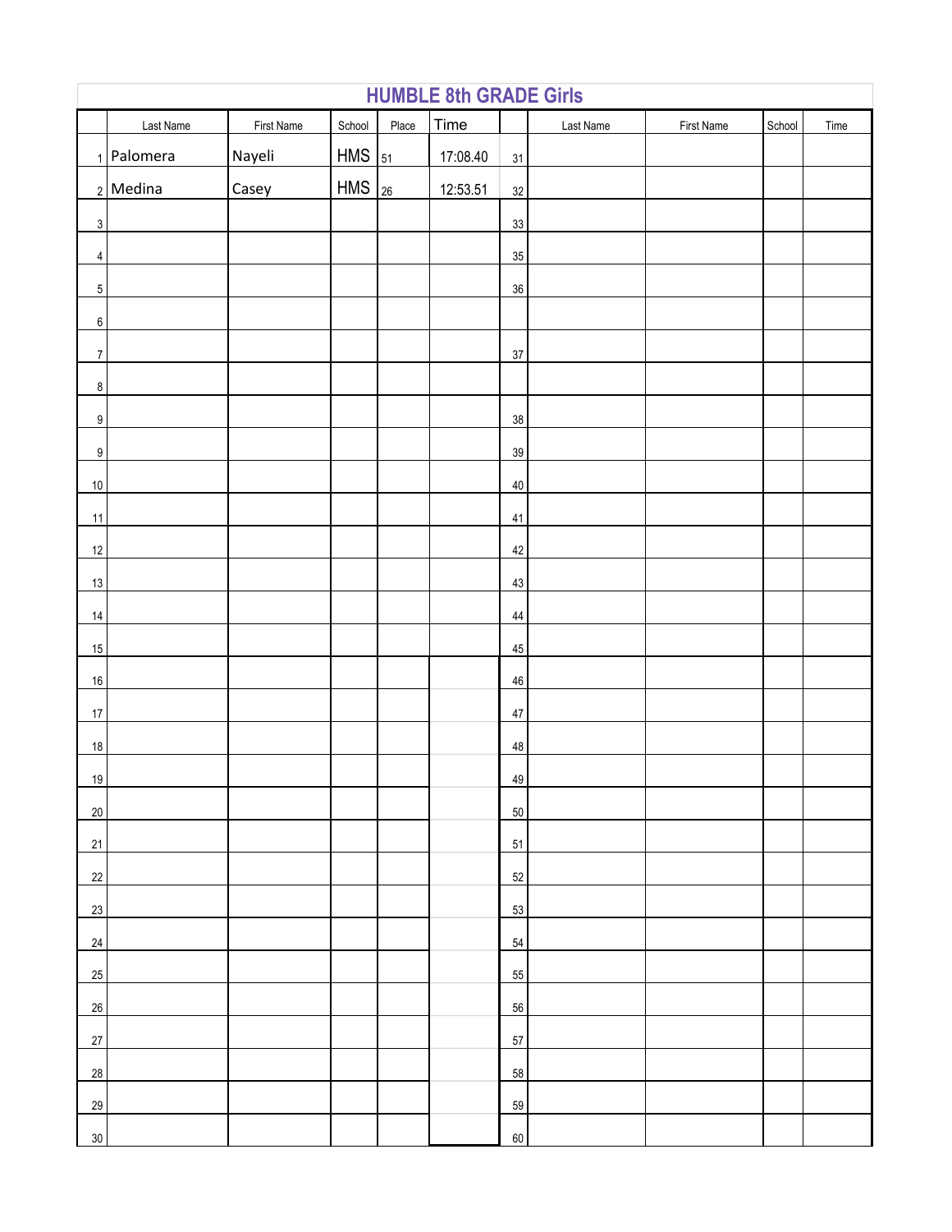# HUMBLE 8th GRADE Girls

| | Last Name | First Name | School | Place | Time | | Last Name | First Name | School | Time |
|---|---|---|---|---|---|---|---|---|---|---|
| 1 | Palomera | Nayeli | HMS | 51 | 17:08.40 | 31 | | | | |
| 2 | Medina | Casey | HMS | 26 | 12:53.51 | 32 | | | | |
| 3 | | | | | | 33 | | | | |
| 4 | | | | | | 35 | | | | |
| 5 | | | | | | 36 | | | | |
| 6 | | | | | | | | | | |
| 7 | | | | | | 37 | | | | |
| 8 | | | | | | | | | | |
| 9 | | | | | | 38 | | | | |
| 9 | | | | | | 39 | | | | |
| 10 | | | | | | 40 | | | | |
| 11 | | | | | | 41 | | | | |
| 12 | | | | | | 42 | | | | |
| 13 | | | | | | 43 | | | | |
| 14 | | | | | | 44 | | | | |
| 15 | | | | | | 45 | | | | |
| 16 | | | | | | 46 | | | | |
| 17 | | | | | | 47 | | | | |
| 18 | | | | | | 48 | | | | |
| 19 | | | | | | 49 | | | | |
| 20 | | | | | | 50 | | | | |
| 21 | | | | | | 51 | | | | |
| 22 | | | | | | 52 | | | | |
| 23 | | | | | | 53 | | | | |
| 24 | | | | | | 54 | | | | |
| 25 | | | | | | 55 | | | | |
| 26 | | | | | | 56 | | | | |
| 27 | | | | | | 57 | | | | |
| 28 | | | | | | 58 | | | | |
| 29 | | | | | | 59 | | | | |
| 30 | | | | | | 60 | | | | |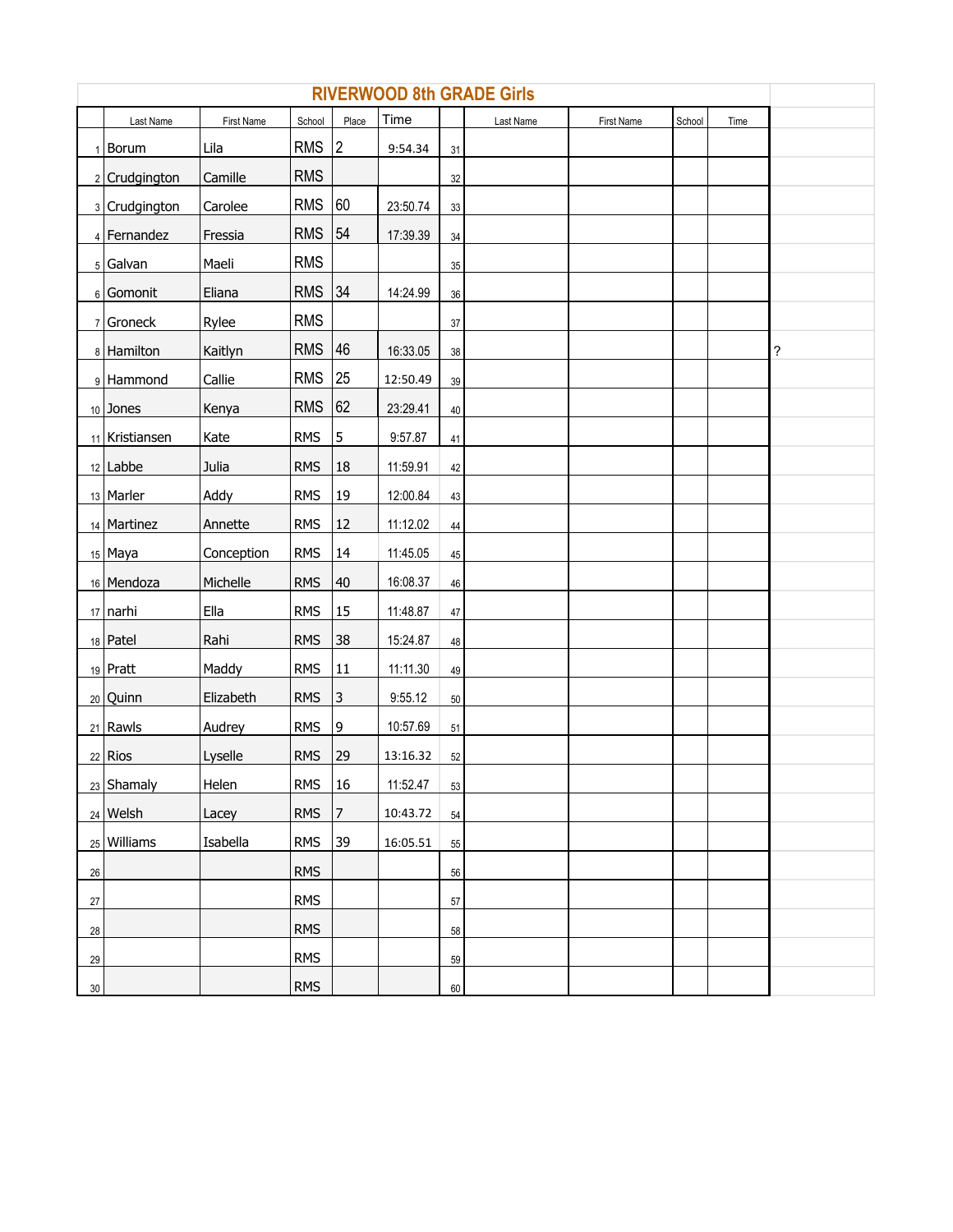# RIVERWOOD 8th GRADE Girls

| | Last Name | First Name | School | Place | Time | | Last Name | First Name | School | Time | |
|---|---|---|---|---|---|---|---|---|---|---|---|
| 1 | Borum | Lila | RMS | 2 | 9:54.34 | 31 | | | | | |
| 2 | Crudgington | Camille | RMS | | | 32 | | | | | |
| 3 | Crudgington | Carolee | RMS | 60 | 23:50.74 | 33 | | | | | |
| 4 | Fernandez | Fressia | RMS | 54 | 17:39.39 | 34 | | | | | |
| 5 | Galvan | Maeli | RMS | | | 35 | | | | | |
| 6 | Gomonit | Eliana | RMS | 34 | 14:24.99 | 36 | | | | | |
| 7 | Groneck | Rylee | RMS | | | 37 | | | | | |
| 8 | Hamilton | Kaitlyn | RMS | 46 | 16:33.05 | 38 | | | | | ? |
| 9 | Hammond | Callie | RMS | 25 | 12:50.49 | 39 | | | | | |
| 10 | Jones | Kenya | RMS | 62 | 23:29.41 | 40 | | | | | |
| 11 | Kristiansen | Kate | RMS | 5 | 9:57.87 | 41 | | | | | |
| 12 | Labbe | Julia | RMS | 18 | 11:59.91 | 42 | | | | | |
| 13 | Marler | Addy | RMS | 19 | 12:00.84 | 43 | | | | | |
| 14 | Martinez | Annette | RMS | 12 | 11:12.02 | 44 | | | | | |
| 15 | Maya | Conception | RMS | 14 | 11:45.05 | 45 | | | | | |
| 16 | Mendoza | Michelle | RMS | 40 | 16:08.37 | 46 | | | | | |
| 17 | narhi | Ella | RMS | 15 | 11:48.87 | 47 | | | | | |
| 18 | Patel | Rahi | RMS | 38 | 15:24.87 | 48 | | | | | |
| 19 | Pratt | Maddy | RMS | 11 | 11:11.30 | 49 | | | | | |
| 20 | Quinn | Elizabeth | RMS | 3 | 9:55.12 | 50 | | | | | |
| 21 | Rawls | Audrey | RMS | 9 | 10:57.69 | 51 | | | | | |
| 22 | Rios | Lyselle | RMS | 29 | 13:16.32 | 52 | | | | | |
| 23 | Shamaly | Helen | RMS | 16 | 11:52.47 | 53 | | | | | |
| 24 | Welsh | Lacey | RMS | 7 | 10:43.72 | 54 | | | | | |
| 25 | Williams | Isabella | RMS | 39 | 16:05.51 | 55 | | | | | |
| 26 | | | RMS | | | 56 | | | | | |
| 27 | | | RMS | | | 57 | | | | | |
| 28 | | | RMS | | | 58 | | | | | |
| 29 | | | RMS | | | 59 | | | | | |
| 30 | | | RMS | | | 60 | | | | | |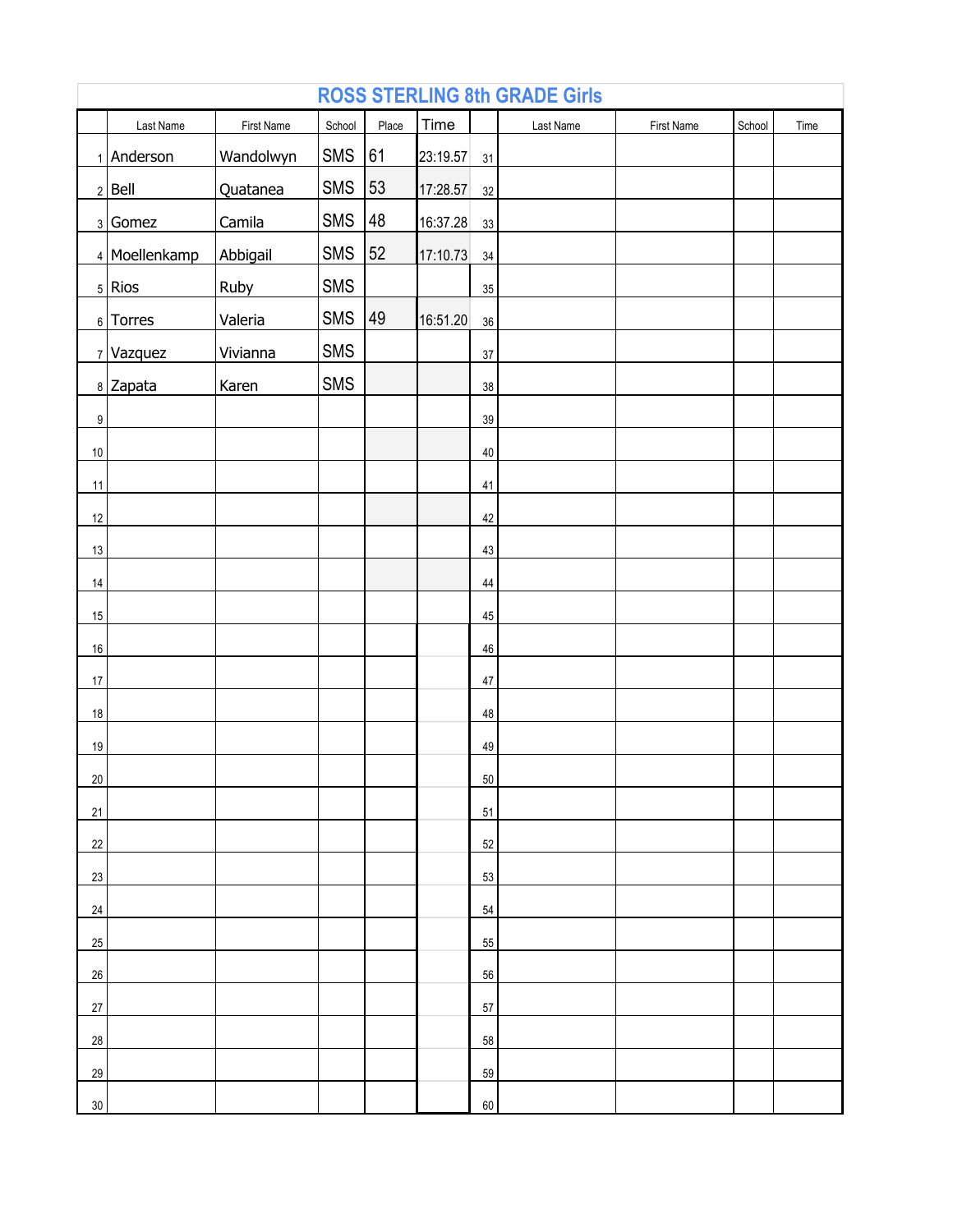## ROSS STERLING 8th GRADE Girls

| | Last Name | First Name | School | Place | Time | | Last Name | First Name | School | Time |
|---|---|---|---|---|---|---|---|---|---|---|
| 1 | Anderson | Wandolwyn | SMS | 61 | 23:19.57 | 31 | | | | |
| 2 | Bell | Quatanea | SMS | 53 | 17:28.57 | 32 | | | | |
| 3 | Gomez | Camila | SMS | 48 | 16:37.28 | 33 | | | | |
| 4 | Moellenkamp | Abbigail | SMS | 52 | 17:10.73 | 34 | | | | |
| 5 | Rios | Ruby | SMS | | | 35 | | | | |
| 6 | Torres | Valeria | SMS | 49 | 16:51.20 | 36 | | | | |
| 7 | Vazquez | Vivianna | SMS | | | 37 | | | | |
| 8 | Zapata | Karen | SMS | | | 38 | | | | |
| 9 | | | | | | 39 | | | | |
| 10 | | | | | | 40 | | | | |
| 11 | | | | | | 41 | | | | |
| 12 | | | | | | 42 | | | | |
| 13 | | | | | | 43 | | | | |
| 14 | | | | | | 44 | | | | |
| 15 | | | | | | 45 | | | | |
| 16 | | | | | | 46 | | | | |
| 17 | | | | | | 47 | | | | |
| 18 | | | | | | 48 | | | | |
| 19 | | | | | | 49 | | | | |
| 20 | | | | | | 50 | | | | |
| 21 | | | | | | 51 | | | | |
| 22 | | | | | | 52 | | | | |
| 23 | | | | | | 53 | | | | |
| 24 | | | | | | 54 | | | | |
| 25 | | | | | | 55 | | | | |
| 26 | | | | | | 56 | | | | |
| 27 | | | | | | 57 | | | | |
| 28 | | | | | | 58 | | | | |
| 29 | | | | | | 59 | | | | |
| 30 | | | | | | 60 | | | | |